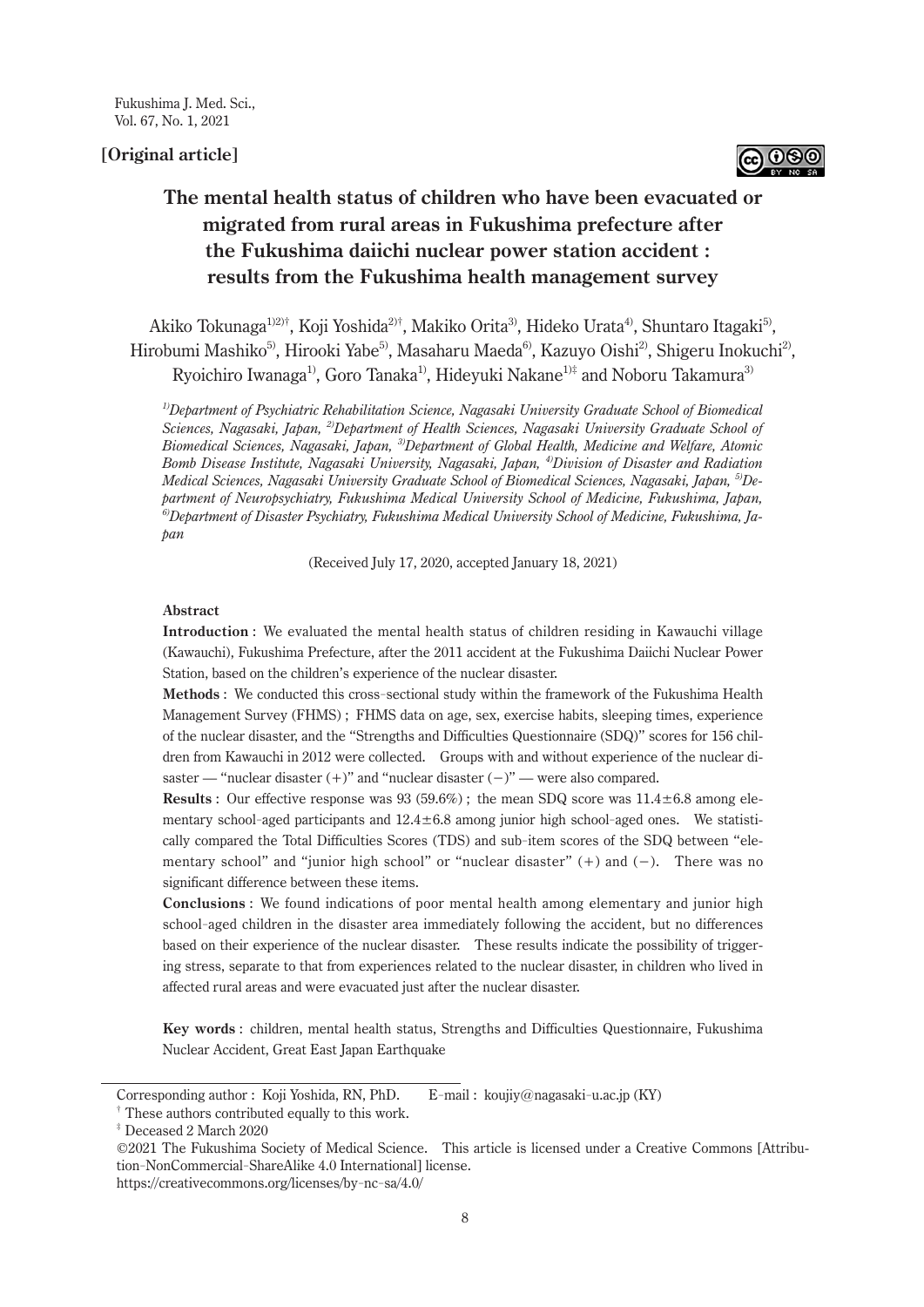**[Original article]**

# The mental health status of children who have been evacuated or migrated from rural areas in Fukushima prefecture after the Fukushima daiichi nuclear power station accident : results from the Fukushima health management survey

Akiko Tokunaga[1)2)†], Koji Yoshida[2)†], Makiko Orita[3)], Hideko Urata[4)], Shuntaro Itagaki[5)], Hirobumi Mashiko[5)], Hirooki Yabe[5)], Masaharu Maeda[6)], Kazuyo Oishi[2)], Shigeru Inokuchi[2)], Ryoichiro Iwanaga[1)], Goro Tanaka[1)], Hideyuki Nakane[1)‡] and Noboru Takamura[3)]

*[1)]Department of Psychiatric Rehabilitation Science, Nagasaki University Graduate School of Biomedical Sciences, Nagasaki, Japan, [2)]Department of Health Sciences, Nagasaki University Graduate School of Biomedical Sciences, Nagasaki, Japan, [3)]Department of Global Health, Medicine and Welfare, Atomic Bomb Disease Institute, Nagasaki University, Nagasaki, Japan, [4)]Division of Disaster and Radiation Medical Sciences, Nagasaki University Graduate School of Biomedical Sciences, Nagasaki, Japan, [5)]Department of Neuropsychiatry, Fukushima Medical University School of Medicine, Fukushima, Japan, [6)]Department of Disaster Psychiatry, Fukushima Medical University School of Medicine, Fukushima, Japan*

(Received July 17, 2020, accepted January 18, 2021)

## Abstract

**Introduction** : We evaluated the mental health status of children residing in Kawauchi village (Kawauchi), Fukushima Prefecture, after the 2011 accident at the Fukushima Daiichi Nuclear Power Station, based on the children's experience of the nuclear disaster.

**Methods** : We conducted this cross-sectional study within the framework of the Fukushima Health Management Survey (FHMS) ; FHMS data on age, sex, exercise habits, sleeping times, experience of the nuclear disaster, and the "Strengths and Difficulties Questionnaire (SDQ)" scores for 156 children from Kawauchi in 2012 were collected. Groups with and without experience of the nuclear disaster — "nuclear disaster (+)" and "nuclear disaster (−)" — were also compared.

**Results** : Our effective response was 93 (59.6%) ; the mean SDQ score was $11.4 \pm 6.8$ among elementary school-aged participants and $12.4 \pm 6.8$ among junior high school-aged ones. We statistically compared the Total Difficulties Scores (TDS) and sub-item scores of the SDQ between "elementary school" and "junior high school" or "nuclear disaster" (+) and (−). There was no significant difference between these items.

**Conclusions** : We found indications of poor mental health among elementary and junior high school-aged children in the disaster area immediately following the accident, but no differences based on their experience of the nuclear disaster. These results indicate the possibility of triggering stress, separate to that from experiences related to the nuclear disaster, in children who lived in affected rural areas and were evacuated just after the nuclear disaster.

**Key words** : children, mental health status, Strengths and Difficulties Questionnaire, Fukushima Nuclear Accident, Great East Japan Earthquake

---

Corresponding author : Koji Yoshida, RN, PhD. E-mail : koujiy@nagasaki-u.ac.jp (KY)

† These authors contributed equally to this work.

‡ Deceased 2 March 2020

©2021 The Fukushima Society of Medical Science. This article is licensed under a Creative Commons [Attribution-NonCommercial-ShareAlike 4.0 International] license.
https://creativecommons.org/licenses/by-nc-sa/4.0/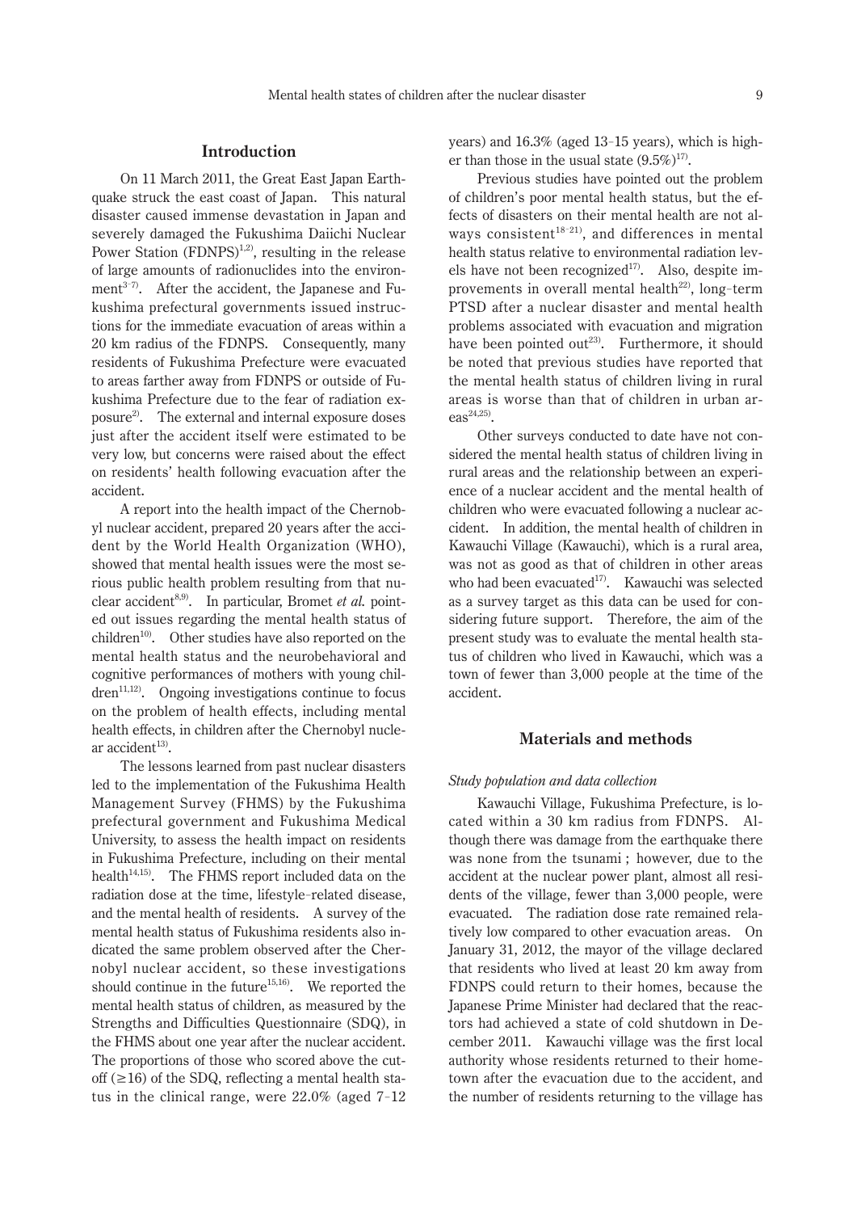## Introduction

On 11 March 2011, the Great East Japan Earthquake struck the east coast of Japan. This natural disaster caused immense devastation in Japan and severely damaged the Fukushima Daiichi Nuclear Power Station (FDNPS)[1,2], resulting in the release of large amounts of radionuclides into the environment[3–7]. After the accident, the Japanese and Fukushima prefectural governments issued instructions for the immediate evacuation of areas within a 20 km radius of the FDNPS. Consequently, many residents of Fukushima Prefecture were evacuated to areas farther away from FDNPS or outside of Fukushima Prefecture due to the fear of radiation exposure[2]. The external and internal exposure doses just after the accident itself were estimated to be very low, but concerns were raised about the effect on residents' health following evacuation after the accident.

A report into the health impact of the Chernobyl nuclear accident, prepared 20 years after the accident by the World Health Organization (WHO), showed that mental health issues were the most serious public health problem resulting from that nuclear accident[8,9]. In particular, Bromet *et al.* pointed out issues regarding the mental health status of children[10]. Other studies have also reported on the mental health status and the neurobehavioral and cognitive performances of mothers with young children[11,12]. Ongoing investigations continue to focus on the problem of health effects, including mental health effects, in children after the Chernobyl nuclear accident[13].

The lessons learned from past nuclear disasters led to the implementation of the Fukushima Health Management Survey (FHMS) by the Fukushima prefectural government and Fukushima Medical University, to assess the health impact on residents in Fukushima Prefecture, including on their mental health[14,15]. The FHMS report included data on the radiation dose at the time, lifestyle-related disease, and the mental health of residents. A survey of the mental health status of Fukushima residents also indicated the same problem observed after the Chernobyl nuclear accident, so these investigations should continue in the future[15,16]. We reported the mental health status of children, as measured by the Strengths and Difficulties Questionnaire (SDQ), in the FHMS about one year after the nuclear accident. The proportions of those who scored above the cut-off (≥16) of the SDQ, reflecting a mental health status in the clinical range, were 22.0% (aged 7–12 years) and 16.3% (aged 13–15 years), which is higher than those in the usual state (9.5%)[17].

Previous studies have pointed out the problem of children's poor mental health status, but the effects of disasters on their mental health are not always consistent[18–21], and differences in mental health status relative to environmental radiation levels have not been recognized[17]. Also, despite improvements in overall mental health[22], long-term PTSD after a nuclear disaster and mental health problems associated with evacuation and migration have been pointed out[23]. Furthermore, it should be noted that previous studies have reported that the mental health status of children living in rural areas is worse than that of children in urban areas[24,25].

Other surveys conducted to date have not considered the mental health status of children living in rural areas and the relationship between an experience of a nuclear accident and the mental health of children who were evacuated following a nuclear accident. In addition, the mental health of children in Kawauchi Village (Kawauchi), which is a rural area, was not as good as that of children in other areas who had been evacuated[17]. Kawauchi was selected as a survey target as this data can be used for considering future support. Therefore, the aim of the present study was to evaluate the mental health status of children who lived in Kawauchi, which was a town of fewer than 3,000 people at the time of the accident.

## Materials and methods

### *Study population and data collection*

Kawauchi Village, Fukushima Prefecture, is located within a 30 km radius from FDNPS. Although there was damage from the earthquake there was none from the tsunami ; however, due to the accident at the nuclear power plant, almost all residents of the village, fewer than 3,000 people, were evacuated. The radiation dose rate remained relatively low compared to other evacuation areas. On January 31, 2012, the mayor of the village declared that residents who lived at least 20 km away from FDNPS could return to their homes, because the Japanese Prime Minister had declared that the reactors had achieved a state of cold shutdown in December 2011. Kawauchi village was the first local authority whose residents returned to their hometown after the evacuation due to the accident, and the number of residents returning to the village has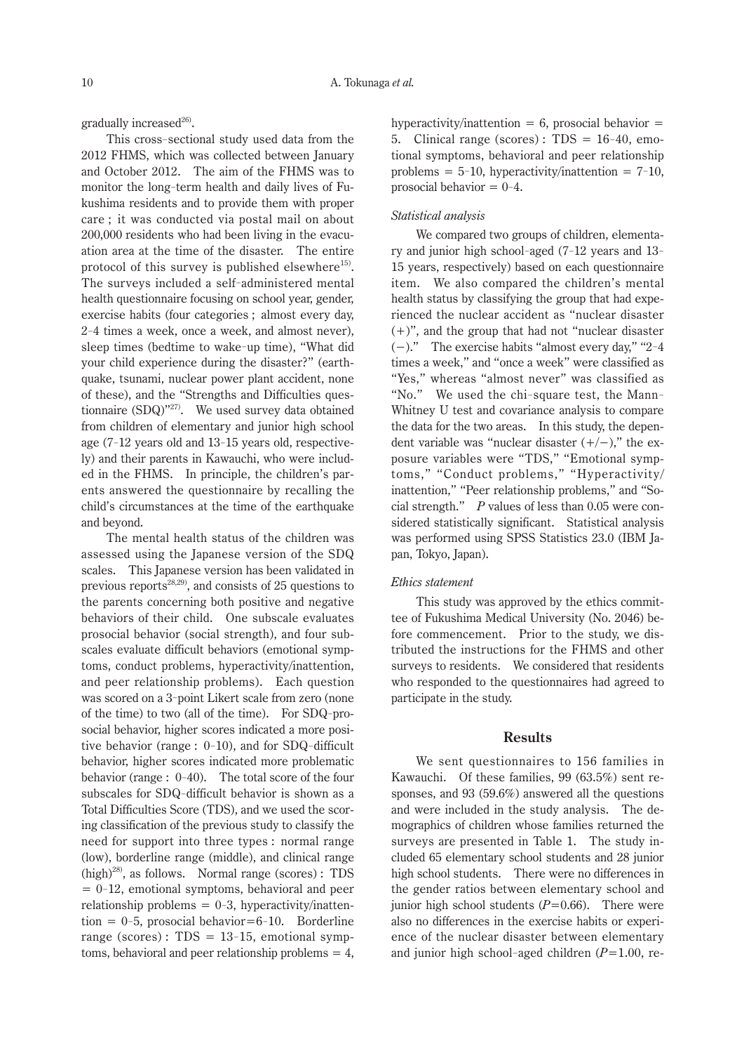gradually increased[26].

This cross-sectional study used data from the 2012 FHMS, which was collected between January and October 2012. The aim of the FHMS was to monitor the long-term health and daily lives of Fukushima residents and to provide them with proper care ; it was conducted via postal mail on about 200,000 residents who had been living in the evacuation area at the time of the disaster. The entire protocol of this survey is published elsewhere[15]. The surveys included a self-administered mental health questionnaire focusing on school year, gender, exercise habits (four categories ; almost every day, 2-4 times a week, once a week, and almost never), sleep times (bedtime to wake-up time), "What did your child experience during the disaster?" (earthquake, tsunami, nuclear power plant accident, none of these), and the "Strengths and Difficulties questionnaire (SDQ)"[27]. We used survey data obtained from children of elementary and junior high school age (7-12 years old and 13-15 years old, respectively) and their parents in Kawauchi, who were included in the FHMS. In principle, the children's parents answered the questionnaire by recalling the child's circumstances at the time of the earthquake and beyond.

The mental health status of the children was assessed using the Japanese version of the SDQ scales. This Japanese version has been validated in previous reports[28,29], and consists of 25 questions to the parents concerning both positive and negative behaviors of their child. One subscale evaluates prosocial behavior (social strength), and four subscales evaluate difficult behaviors (emotional symptoms, conduct problems, hyperactivity/inattention, and peer relationship problems). Each question was scored on a 3-point Likert scale from zero (none of the time) to two (all of the time). For SDQ-prosocial behavior, higher scores indicated a more positive behavior (range : 0-10), and for SDQ-difficult behavior, higher scores indicated more problematic behavior (range : 0-40). The total score of the four subscales for SDQ-difficult behavior is shown as a Total Difficulties Score (TDS), and we used the scoring classification of the previous study to classify the need for support into three types : normal range (low), borderline range (middle), and clinical range (high)[28], as follows. Normal range (scores) : TDS = 0-12, emotional symptoms, behavioral and peer relationship problems = 0-3, hyperactivity/inattention = 0-5, prosocial behavior = 6-10. Borderline range (scores) : TDS = 13-15, emotional symptoms, behavioral and peer relationship problems = 4, hyperactivity/inattention = 6, prosocial behavior = 5. Clinical range (scores) : TDS = 16-40, emotional symptoms, behavioral and peer relationship problems = 5-10, hyperactivity/inattention = 7-10, prosocial behavior = 0-4.

### *Statistical analysis*

We compared two groups of children, elementary and junior high school-aged (7-12 years and 13-15 years, respectively) based on each questionnaire item. We also compared the children's mental health status by classifying the group that had experienced the nuclear accident as "nuclear disaster (+)", and the group that had not "nuclear disaster (−)." The exercise habits "almost every day," "2-4 times a week," and "once a week" were classified as "Yes," whereas "almost never" was classified as "No." We used the chi-square test, the Mann-Whitney U test and covariance analysis to compare the data for the two areas. In this study, the dependent variable was "nuclear disaster (+/−)," the exposure variables were "TDS," "Emotional symptoms," "Conduct problems," "Hyperactivity/inattention," "Peer relationship problems," and "Social strength." $P$ values of less than 0.05 were considered statistically significant. Statistical analysis was performed using SPSS Statistics 23.0 (IBM Japan, Tokyo, Japan).

### *Ethics statement*

This study was approved by the ethics committee of Fukushima Medical University (No. 2046) before commencement. Prior to the study, we distributed the instructions for the FHMS and other surveys to residents. We considered that residents who responded to the questionnaires had agreed to participate in the study.

## Results

We sent questionnaires to 156 families in Kawauchi. Of these families, 99 (63.5%) sent responses, and 93 (59.6%) answered all the questions and were included in the study analysis. The demographics of children whose families returned the surveys are presented in Table 1. The study included 65 elementary school students and 28 junior high school students. There were no differences in the gender ratios between elementary school and junior high school students ($P$=0.66). There were also no differences in the exercise habits or experience of the nuclear disaster between elementary and junior high school-aged children ($P$=1.00, re-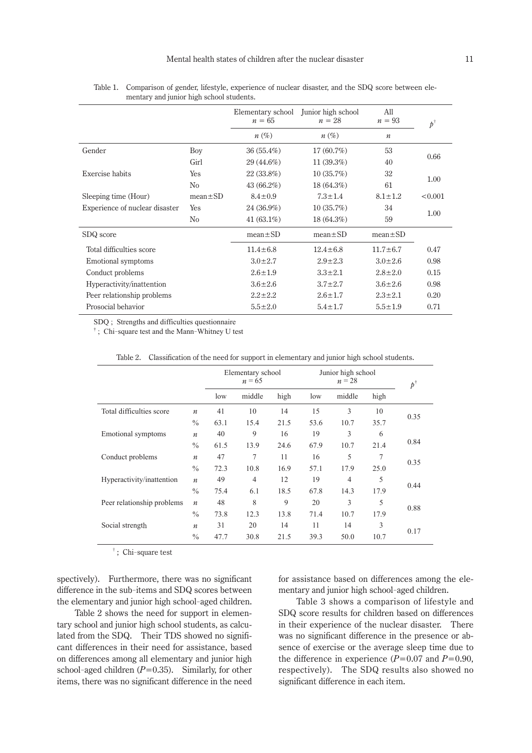Table 1. Comparison of gender, lifestyle, experience of nuclear disaster, and the SDQ score between elementary and junior high school students.

| | | Elementary school $n$ = 65 | Junior high school $n$ = 28 | All $n$ = 93 | $p$ [†] |
|---|---|---|---|---|---|
| | | $n$ (%) | $n$ (%) | $n$ | |
| Gender | Boy | 36 (55.4%) | 17 (60.7%) | 53 | 0.66 |
| | Girl | 29 (44.6%) | 11 (39.3%) | 40 | |
| Exercise habits | Yes | 22 (33.8%) | 10 (35.7%) | 32 | 1.00 |
| | No | 43 (66.2%) | 18 (64.3%) | 61 | |
| Sleeping time (Hour) | mean±SD | 8.4±0.9 | 7.3±1.4 | 8.1±1.2 | <0.001 |
| Experience of nuclear disaster | Yes | 24 (36.9%) | 10 (35.7%) | 34 | 1.00 |
| | No | 41 (63.1%) | 18 (64.3%) | 59 | |
| SDQ score | | mean±SD | mean±SD | mean±SD | |
| Total difficulties score | | 11.4±6.8 | 12.4±6.8 | 11.7±6.7 | 0.47 |
| Emotional symptoms | | 3.0±2.7 | 2.9±2.3 | 3.0±2.6 | 0.98 |
| Conduct problems | | 2.6±1.9 | 3.3±2.1 | 2.8±2.0 | 0.15 |
| Hyperactivity/inattention | | 3.6±2.6 | 3.7±2.7 | 3.6±2.6 | 0.98 |
| Peer relationship problems | | 2.2±2.2 | 2.6±1.7 | 2.3±2.1 | 0.20 |
| Prosocial behavior | | 5.5±2.0 | 5.4±1.7 | 5.5±1.9 | 0.71 |

SDQ ; Strengths and difficulties questionnaire
[†] ; Chi-square test and the Mann-Whitney U test

Table 2. Classification of the need for support in elementary and junior high school students.

| | | Elementary school $n$ = 65 | | | Junior high school $n$ = 28 | | | $p$ [†] |
|---|---|---|---|---|---|---|---|---|
| | | low | middle | high | low | middle | high | |
| Total difficulties score | $n$ | 41 | 10 | 14 | 15 | 3 | 10 | 0.35 |
| | % | 63.1 | 15.4 | 21.5 | 53.6 | 10.7 | 35.7 | |
| Emotional symptoms | $n$ | 40 | 9 | 16 | 19 | 3 | 6 | 0.84 |
| | % | 61.5 | 13.9 | 24.6 | 67.9 | 10.7 | 21.4 | |
| Conduct problems | $n$ | 47 | 7 | 11 | 16 | 5 | 7 | 0.35 |
| | % | 72.3 | 10.8 | 16.9 | 57.1 | 17.9 | 25.0 | |
| Hyperactivity/inattention | $n$ | 49 | 4 | 12 | 19 | 4 | 5 | 0.44 |
| | % | 75.4 | 6.1 | 18.5 | 67.8 | 14.3 | 17.9 | |
| Peer relationship problems | $n$ | 48 | 8 | 9 | 20 | 3 | 5 | 0.88 |
| | % | 73.8 | 12.3 | 13.8 | 71.4 | 10.7 | 17.9 | |
| Social strength | $n$ | 31 | 20 | 14 | 11 | 14 | 3 | 0.17 |
| | % | 47.7 | 30.8 | 21.5 | 39.3 | 50.0 | 10.7 | |

[†] ; Chi-square test

spectively). Furthermore, there was no significant difference in the sub-items and SDQ scores between the elementary and junior high school-aged children.

Table 2 shows the need for support in elementary school and junior high school students, as calculated from the SDQ. Their TDS showed no significant differences in their need for assistance, based on differences among all elementary and junior high school-aged children ($P$=0.35). Similarly, for other items, there was no significant difference in the need for assistance based on differences among the elementary and junior high school-aged children.

Table 3 shows a comparison of lifestyle and SDQ score results for children based on differences in their experience of the nuclear disaster. There was no significant difference in the presence or absence of exercise or the average sleep time due to the difference in experience ($P$=0.07 and $P$=0.90, respectively). The SDQ results also showed no significant difference in each item.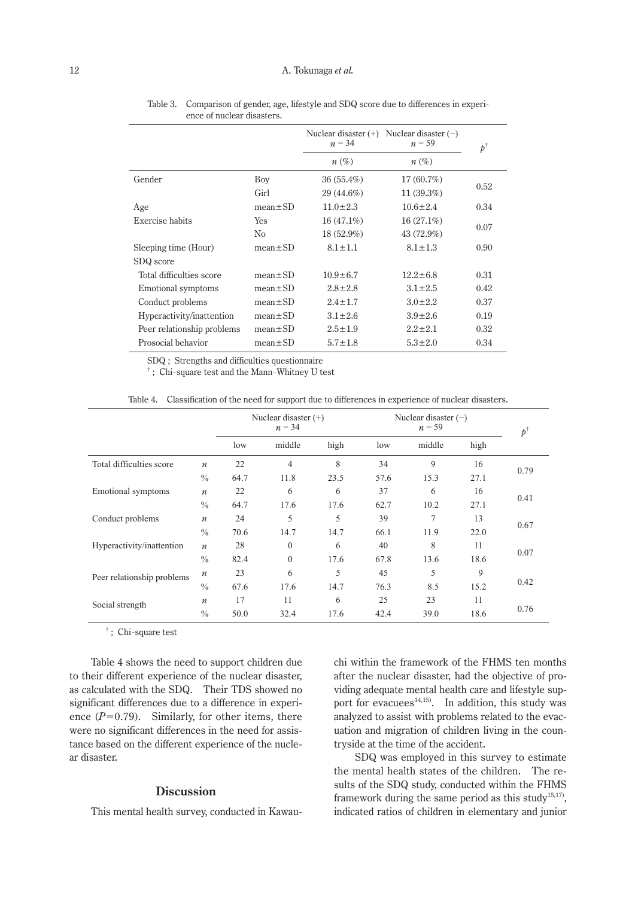Table 3. Comparison of gender, age, lifestyle and SDQ score due to differences in experience of nuclear disasters.

| | | Nuclear disaster (+) $n = 34$ | Nuclear disaster (−) $n = 59$ | $p^{\dagger}$ |
|---|---|---|---|---|
| | | $n$ (%) | $n$ (%) | |
| Gender | Boy | 36 (55.4%) | 17 (60.7%) | 0.52 |
| | Girl | 29 (44.6%) | 11 (39.3%) | |
| Age | mean±SD | 11.0±2.3 | 10.6±2.4 | 0.34 |
| Exercise habits | Yes | 16 (47.1%) | 16 (27.1%) | 0.07 |
| | No | 18 (52.9%) | 43 (72.9%) | |
| Sleeping time (Hour) | mean±SD | 8.1±1.1 | 8.1±1.3 | 0.90 |
| SDQ score | | | | |
| Total difficulties score | mean±SD | 10.9±6.7 | 12.2±6.8 | 0.31 |
| Emotional symptoms | mean±SD | 2.8±2.8 | 3.1±2.5 | 0.42 |
| Conduct problems | mean±SD | 2.4±1.7 | 3.0±2.2 | 0.37 |
| Hyperactivity/inattention | mean±SD | 3.1±2.6 | 3.9±2.6 | 0.19 |
| Peer relationship problems | mean±SD | 2.5±1.9 | 2.2±2.1 | 0.32 |
| Prosocial behavior | mean±SD | 5.7±1.8 | 5.3±2.0 | 0.34 |

SDQ ; Strengths and difficulties questionnaire

† ; Chi-square test and the Mann-Whitney U test

Table 4. Classification of the need for support due to differences in experience of nuclear disasters.

| | | Nuclear disaster (+) $n = 34$ | | | Nuclear disaster (−) $n = 59$ | | | $p^{\dagger}$ |
|---|---|---|---|---|---|---|---|---|
| | | low | middle | high | low | middle | high | |
| Total difficulties score | $n$ | 22 | 4 | 8 | 34 | 9 | 16 | 0.79 |
| | % | 64.7 | 11.8 | 23.5 | 57.6 | 15.3 | 27.1 | |
| Emotional symptoms | $n$ | 22 | 6 | 6 | 37 | 6 | 16 | 0.41 |
| | % | 64.7 | 17.6 | 17.6 | 62.7 | 10.2 | 27.1 | |
| Conduct problems | $n$ | 24 | 5 | 5 | 39 | 7 | 13 | 0.67 |
| | % | 70.6 | 14.7 | 14.7 | 66.1 | 11.9 | 22.0 | |
| Hyperactivity/inattention | $n$ | 28 | 0 | 6 | 40 | 8 | 11 | 0.07 |
| | % | 82.4 | 0 | 17.6 | 67.8 | 13.6 | 18.6 | |
| Peer relationship problems | $n$ | 23 | 6 | 5 | 45 | 5 | 9 | 0.42 |
| | % | 67.6 | 17.6 | 14.7 | 76.3 | 8.5 | 15.2 | |
| Social strength | $n$ | 17 | 11 | 6 | 25 | 23 | 11 | 0.76 |
| | % | 50.0 | 32.4 | 17.6 | 42.4 | 39.0 | 18.6 | |

† ; Chi-square test

Table 4 shows the need to support children due to their different experience of the nuclear disaster, as calculated with the SDQ. Their TDS showed no significant differences due to a difference in experience ($P=0.79$). Similarly, for other items, there were no significant differences in the need for assistance based on the different experience of the nuclear disaster.

## Discussion

This mental health survey, conducted in Kawauchi within the framework of the FHMS ten months after the nuclear disaster, had the objective of providing adequate mental health care and lifestyle support for evacuees[14,15]. In addition, this study was analyzed to assist with problems related to the evacuation and migration of children living in the countryside at the time of the accident.

SDQ was employed in this survey to estimate the mental health states of the children. The results of the SDQ study, conducted within the FHMS framework during the same period as this study[15,17], indicated ratios of children in elementary and junior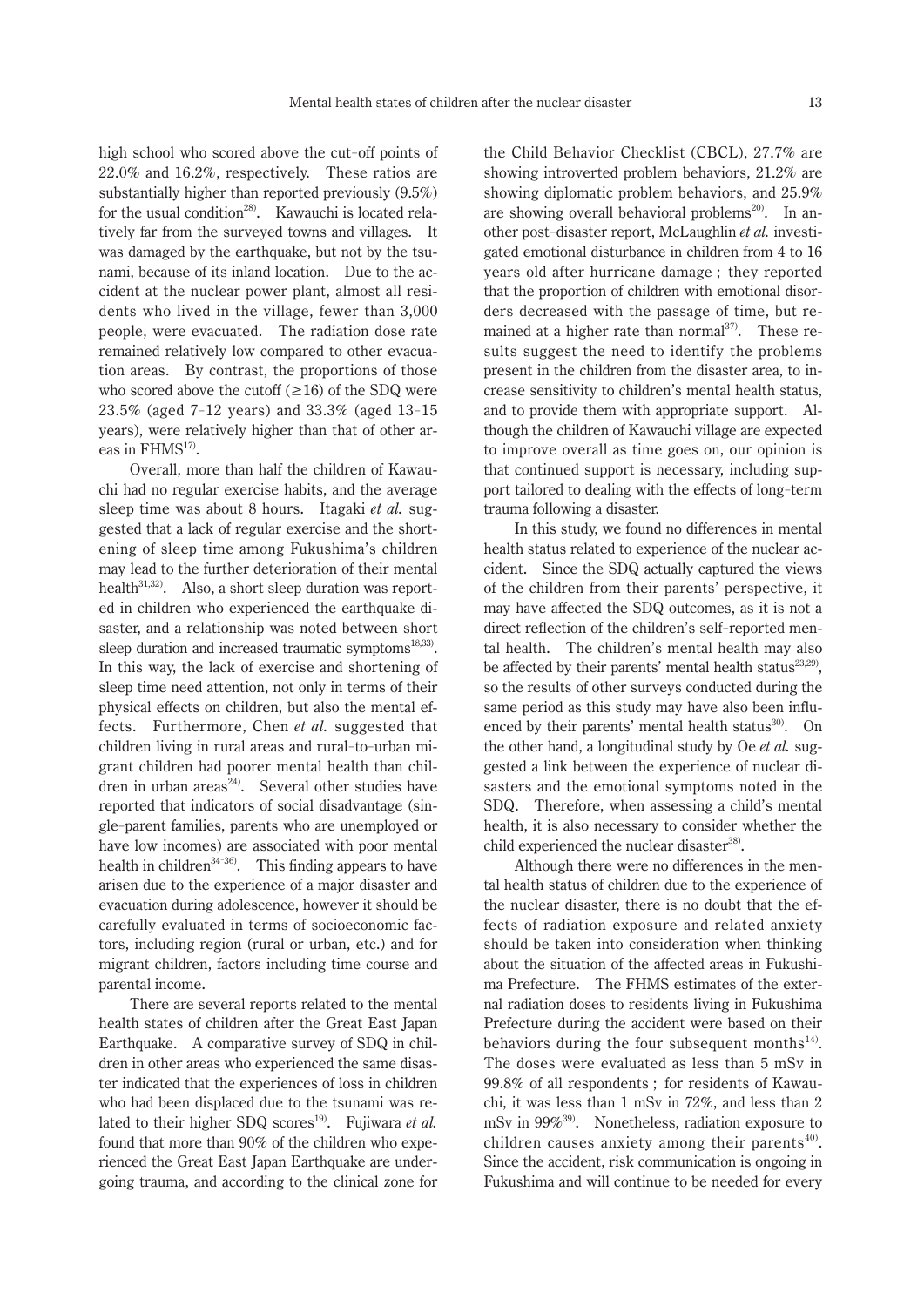high school who scored above the cut-off points of 22.0% and 16.2%, respectively. These ratios are substantially higher than reported previously (9.5%) for the usual condition[28]. Kawauchi is located relatively far from the surveyed towns and villages. It was damaged by the earthquake, but not by the tsunami, because of its inland location. Due to the accident at the nuclear power plant, almost all residents who lived in the village, fewer than 3,000 people, were evacuated. The radiation dose rate remained relatively low compared to other evacuation areas. By contrast, the proportions of those who scored above the cutoff (≥16) of the SDQ were 23.5% (aged 7–12 years) and 33.3% (aged 13–15 years), were relatively higher than that of other areas in FHMS[17].

Overall, more than half the children of Kawauchi had no regular exercise habits, and the average sleep time was about 8 hours. Itagaki *et al.* suggested that a lack of regular exercise and the shortening of sleep time among Fukushima's children may lead to the further deterioration of their mental health[31,32]. Also, a short sleep duration was reported in children who experienced the earthquake disaster, and a relationship was noted between short sleep duration and increased traumatic symptoms[18,33]. In this way, the lack of exercise and shortening of sleep time need attention, not only in terms of their physical effects on children, but also the mental effects. Furthermore, Chen *et al.* suggested that children living in rural areas and rural-to-urban migrant children had poorer mental health than children in urban areas[24]. Several other studies have reported that indicators of social disadvantage (single-parent families, parents who are unemployed or have low incomes) are associated with poor mental health in children[34-36]. This finding appears to have arisen due to the experience of a major disaster and evacuation during adolescence, however it should be carefully evaluated in terms of socioeconomic factors, including region (rural or urban, etc.) and for migrant children, factors including time course and parental income.

There are several reports related to the mental health states of children after the Great East Japan Earthquake. A comparative survey of SDQ in children in other areas who experienced the same disaster indicated that the experiences of loss in children who had been displaced due to the tsunami was related to their higher SDQ scores[19]. Fujiwara *et al.* found that more than 90% of the children who experienced the Great East Japan Earthquake are undergoing trauma, and according to the clinical zone for the Child Behavior Checklist (CBCL), 27.7% are showing introverted problem behaviors, 21.2% are showing diplomatic problem behaviors, and 25.9% are showing overall behavioral problems[20]. In another post-disaster report, McLaughlin *et al.* investigated emotional disturbance in children from 4 to 16 years old after hurricane damage ; they reported that the proportion of children with emotional disorders decreased with the passage of time, but remained at a higher rate than normal[37]. These results suggest the need to identify the problems present in the children from the disaster area, to increase sensitivity to children's mental health status, and to provide them with appropriate support. Although the children of Kawauchi village are expected to improve overall as time goes on, our opinion is that continued support is necessary, including support tailored to dealing with the effects of long-term trauma following a disaster.

In this study, we found no differences in mental health status related to experience of the nuclear accident. Since the SDQ actually captured the views of the children from their parents' perspective, it may have affected the SDQ outcomes, as it is not a direct reflection of the children's self-reported mental health. The children's mental health may also be affected by their parents' mental health status[23,29], so the results of other surveys conducted during the same period as this study may have also been influenced by their parents' mental health status[30]. On the other hand, a longitudinal study by Oe *et al.* suggested a link between the experience of nuclear disasters and the emotional symptoms noted in the SDQ. Therefore, when assessing a child's mental health, it is also necessary to consider whether the child experienced the nuclear disaster[38].

Although there were no differences in the mental health status of children due to the experience of the nuclear disaster, there is no doubt that the effects of radiation exposure and related anxiety should be taken into consideration when thinking about the situation of the affected areas in Fukushima Prefecture. The FHMS estimates of the external radiation doses to residents living in Fukushima Prefecture during the accident were based on their behaviors during the four subsequent months[14]. The doses were evaluated as less than 5 mSv in 99.8% of all respondents ; for residents of Kawauchi, it was less than 1 mSv in 72%, and less than 2 mSv in 99%[39]. Nonetheless, radiation exposure to children causes anxiety among their parents[40]. Since the accident, risk communication is ongoing in Fukushima and will continue to be needed for every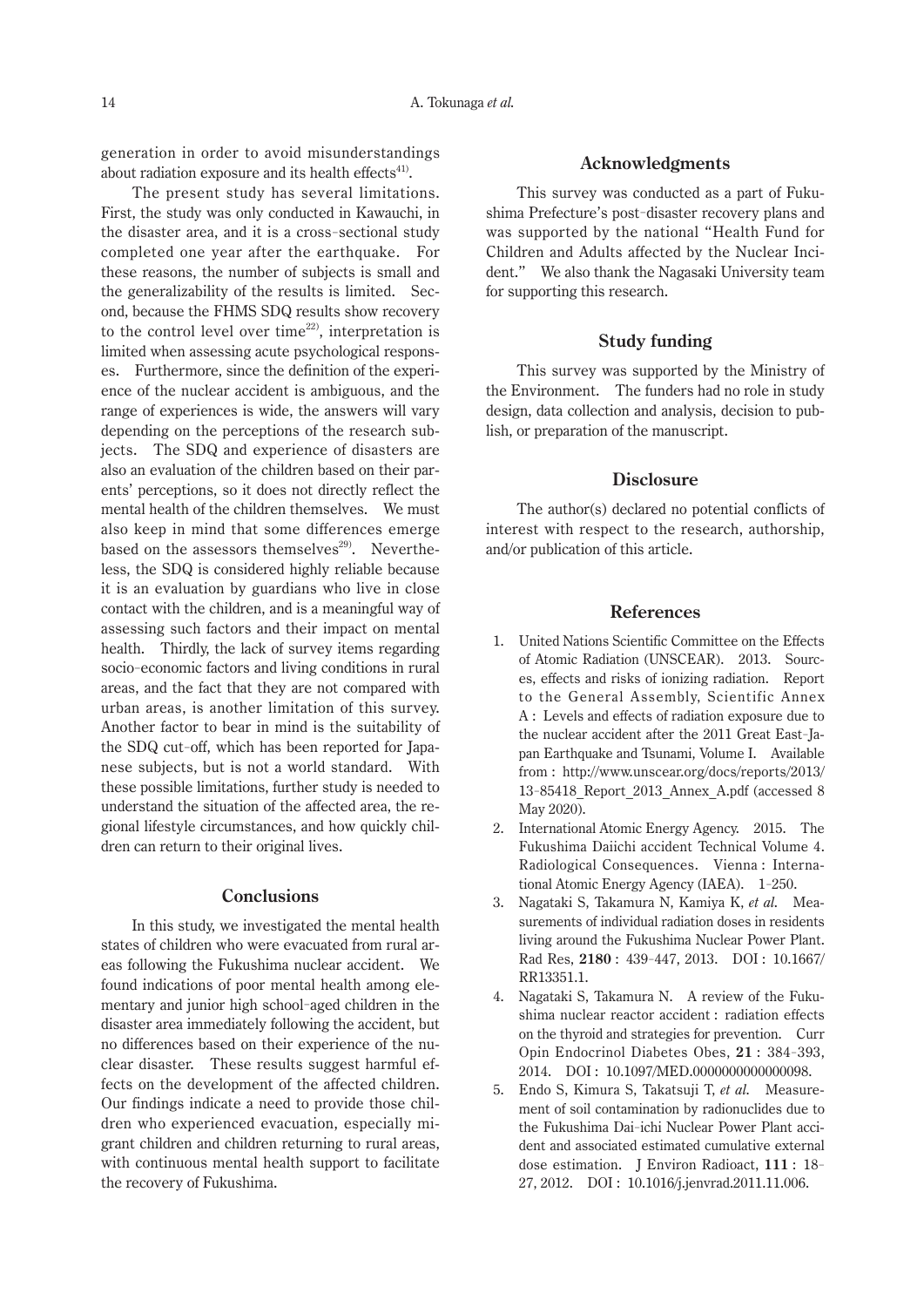generation in order to avoid misunderstandings about radiation exposure and its health effects[41].

The present study has several limitations. First, the study was only conducted in Kawauchi, in the disaster area, and it is a cross-sectional study completed one year after the earthquake. For these reasons, the number of subjects is small and the generalizability of the results is limited. Second, because the FHMS SDQ results show recovery to the control level over time[22], interpretation is limited when assessing acute psychological responses. Furthermore, since the definition of the experience of the nuclear accident is ambiguous, and the range of experiences is wide, the answers will vary depending on the perceptions of the research subjects. The SDQ and experience of disasters are also an evaluation of the children based on their parents' perceptions, so it does not directly reflect the mental health of the children themselves. We must also keep in mind that some differences emerge based on the assessors themselves[29]. Nevertheless, the SDQ is considered highly reliable because it is an evaluation by guardians who live in close contact with the children, and is a meaningful way of assessing such factors and their impact on mental health. Thirdly, the lack of survey items regarding socio-economic factors and living conditions in rural areas, and the fact that they are not compared with urban areas, is another limitation of this survey. Another factor to bear in mind is the suitability of the SDQ cut-off, which has been reported for Japanese subjects, but is not a world standard. With these possible limitations, further study is needed to understand the situation of the affected area, the regional lifestyle circumstances, and how quickly children can return to their original lives.

## Conclusions

In this study, we investigated the mental health states of children who were evacuated from rural areas following the Fukushima nuclear accident. We found indications of poor mental health among elementary and junior high school-aged children in the disaster area immediately following the accident, but no differences based on their experience of the nuclear disaster. These results suggest harmful effects on the development of the affected children. Our findings indicate a need to provide those children who experienced evacuation, especially migrant children and children returning to rural areas, with continuous mental health support to facilitate the recovery of Fukushima.

## Acknowledgments

This survey was conducted as a part of Fukushima Prefecture's post-disaster recovery plans and was supported by the national "Health Fund for Children and Adults affected by the Nuclear Incident." We also thank the Nagasaki University team for supporting this research.

## Study funding

This survey was supported by the Ministry of the Environment. The funders had no role in study design, data collection and analysis, decision to publish, or preparation of the manuscript.

## Disclosure

The author(s) declared no potential conflicts of interest with respect to the research, authorship, and/or publication of this article.

## References

1. United Nations Scientific Committee on the Effects of Atomic Radiation (UNSCEAR). 2013. Sources, effects and risks of ionizing radiation. Report to the General Assembly, Scientific Annex A : Levels and effects of radiation exposure due to the nuclear accident after the 2011 Great East-Japan Earthquake and Tsunami, Volume I. Available from : http://www.unscear.org/docs/reports/2013/13-85418_Report_2013_Annex_A.pdf (accessed 8 May 2020).
2. International Atomic Energy Agency. 2015. The Fukushima Daiichi accident Technical Volume 4. Radiological Consequences. Vienna : International Atomic Energy Agency (IAEA). 1-250.
3. Nagataki S, Takamura N, Kamiya K, *et al*. Measurements of individual radiation doses in residents living around the Fukushima Nuclear Power Plant. Rad Res, **2180** : 439-447, 2013. DOI : 10.1667/RR13351.1.
4. Nagataki S, Takamura N. A review of the Fukushima nuclear reactor accident : radiation effects on the thyroid and strategies for prevention. Curr Opin Endocrinol Diabetes Obes, **21** : 384-393, 2014. DOI : 10.1097/MED.0000000000000098.
5. Endo S, Kimura S, Takatsuji T, *et al*. Measurement of soil contamination by radionuclides due to the Fukushima Dai-ichi Nuclear Power Plant accident and associated estimated cumulative external dose estimation. J Environ Radioact, **111** : 18-27, 2012. DOI : 10.1016/j.jenvrad.2011.11.006.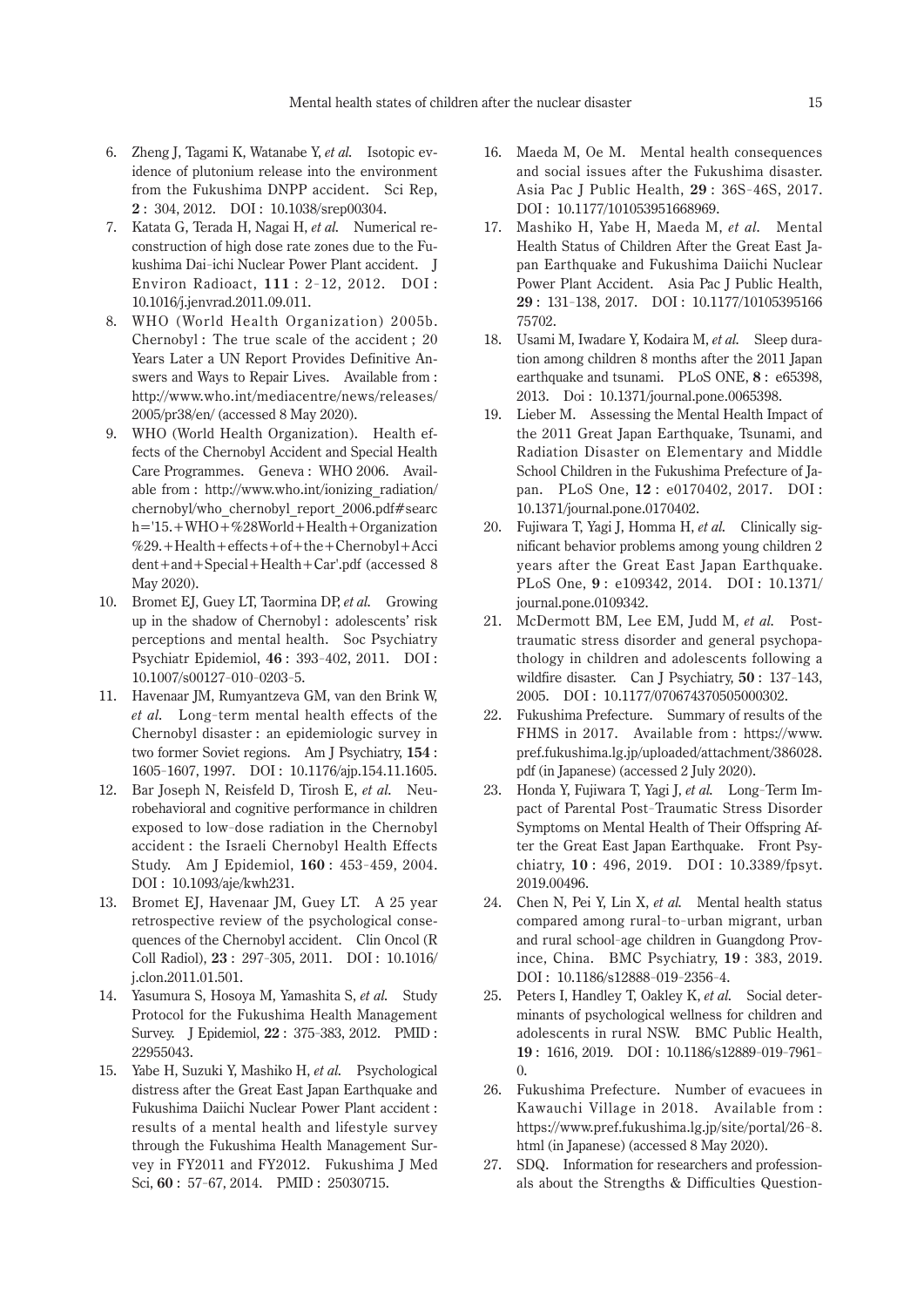6. Zheng J, Tagami K, Watanabe Y, *et al*. Isotopic evidence of plutonium release into the environment from the Fukushima DNPP accident. Sci Rep, **2** : 304, 2012. DOI : 10.1038/srep00304.
7. Katata G, Terada H, Nagai H, *et al*. Numerical reconstruction of high dose rate zones due to the Fukushima Dai-ichi Nuclear Power Plant accident. J Environ Radioact, **111** : 2-12, 2012. DOI : 10.1016/j.jenvrad.2011.09.011.
8. WHO (World Health Organization) 2005b. Chernobyl : The true scale of the accident ; 20 Years Later a UN Report Provides Definitive Answers and Ways to Repair Lives. Available from : http://www.who.int/mediacentre/news/releases/2005/pr38/en/ (accessed 8 May 2020).
9. WHO (World Health Organization). Health effects of the Chernobyl Accident and Special Health Care Programmes. Geneva : WHO 2006. Available from : http://www.who.int/ionizing_radiation/chernobyl/who_chernobyl_report_2006.pdf#search='15.+WHO+%28World+Health+Organization%29.+Health+effects+of+the+Chernobyl+Accident+and+Special+Health+Car'.pdf (accessed 8 May 2020).
10. Bromet EJ, Guey LT, Taormina DP, *et al*. Growing up in the shadow of Chernobyl : adolescents' risk perceptions and mental health. Soc Psychiatry Psychiatr Epidemiol, **46** : 393-402, 2011. DOI : 10.1007/s00127-010-0203-5.
11. Havenaar JM, Rumyantzeva GM, van den Brink W, *et al*. Long-term mental health effects of the Chernobyl disaster : an epidemiologic survey in two former Soviet regions. Am J Psychiatry, **154** : 1605-1607, 1997. DOI : 10.1176/ajp.154.11.1605.
12. Bar Joseph N, Reisfeld D, Tirosh E, *et al*. Neurobehavioral and cognitive performance in children exposed to low-dose radiation in the Chernobyl accident : the Israeli Chernobyl Health Effects Study. Am J Epidemiol, **160** : 453-459, 2004. DOI : 10.1093/aje/kwh231.
13. Bromet EJ, Havenaar JM, Guey LT. A 25 year retrospective review of the psychological consequences of the Chernobyl accident. Clin Oncol (R Coll Radiol), **23** : 297-305, 2011. DOI : 10.1016/j.clon.2011.01.501.
14. Yasumura S, Hosoya M, Yamashita S, *et al*. Study Protocol for the Fukushima Health Management Survey. J Epidemiol, **22** : 375-383, 2012. PMID : 22955043.
15. Yabe H, Suzuki Y, Mashiko H, *et al*. Psychological distress after the Great East Japan Earthquake and Fukushima Daiichi Nuclear Power Plant accident : results of a mental health and lifestyle survey through the Fukushima Health Management Survey in FY2011 and FY2012. Fukushima J Med Sci, **60** : 57-67, 2014. PMID : 25030715.
16. Maeda M, Oe M. Mental health consequences and social issues after the Fukushima disaster. Asia Pac J Public Health, **29** : 36S-46S, 2017. DOI : 10.1177/101053951668969.
17. Mashiko H, Yabe H, Maeda M, *et al*. Mental Health Status of Children After the Great East Japan Earthquake and Fukushima Daiichi Nuclear Power Plant Accident. Asia Pac J Public Health, **29** : 131-138, 2017. DOI : 10.1177/1010539516675702.
18. Usami M, Iwadare Y, Kodaira M, *et al*. Sleep duration among children 8 months after the 2011 Japan earthquake and tsunami. PLoS ONE, **8** : e65398, 2013. Doi : 10.1371/journal.pone.0065398.
19. Lieber M. Assessing the Mental Health Impact of the 2011 Great Japan Earthquake, Tsunami, and Radiation Disaster on Elementary and Middle School Children in the Fukushima Prefecture of Japan. PLoS One, **12** : e0170402, 2017. DOI : 10.1371/journal.pone.0170402.
20. Fujiwara T, Yagi J, Homma H, *et al*. Clinically significant behavior problems among young children 2 years after the Great East Japan Earthquake. PLoS One, **9** : e109342, 2014. DOI : 10.1371/journal.pone.0109342.
21. McDermott BM, Lee EM, Judd M, *et al*. Posttraumatic stress disorder and general psychopathology in children and adolescents following a wildfire disaster. Can J Psychiatry, **50** : 137-143, 2005. DOI : 10.1177/070674370505000302.
22. Fukushima Prefecture. Summary of results of the FHMS in 2017. Available from : https://www.pref.fukushima.lg.jp/uploaded/attachment/386028.pdf (in Japanese) (accessed 2 July 2020).
23. Honda Y, Fujiwara T, Yagi J, *et al*. Long-Term Impact of Parental Post-Traumatic Stress Disorder Symptoms on Mental Health of Their Offspring After the Great East Japan Earthquake. Front Psychiatry, **10** : 496, 2019. DOI : 10.3389/fpsyt.2019.00496.
24. Chen N, Pei Y, Lin X, *et al*. Mental health status compared among rural-to-urban migrant, urban and rural school-age children in Guangdong Province, China. BMC Psychiatry, **19** : 383, 2019. DOI : 10.1186/s12888-019-2356-4.
25. Peters I, Handley T, Oakley K, *et al*. Social determinants of psychological wellness for children and adolescents in rural NSW. BMC Public Health, **19** : 1616, 2019. DOI : 10.1186/s12889-019-7961-0.
26. Fukushima Prefecture. Number of evacuees in Kawauchi Village in 2018. Available from : https://www.pref.fukushima.lg.jp/site/portal/26-8.html (in Japanese) (accessed 8 May 2020).
27. SDQ. Information for researchers and professionals about the Strengths & Difficulties Question-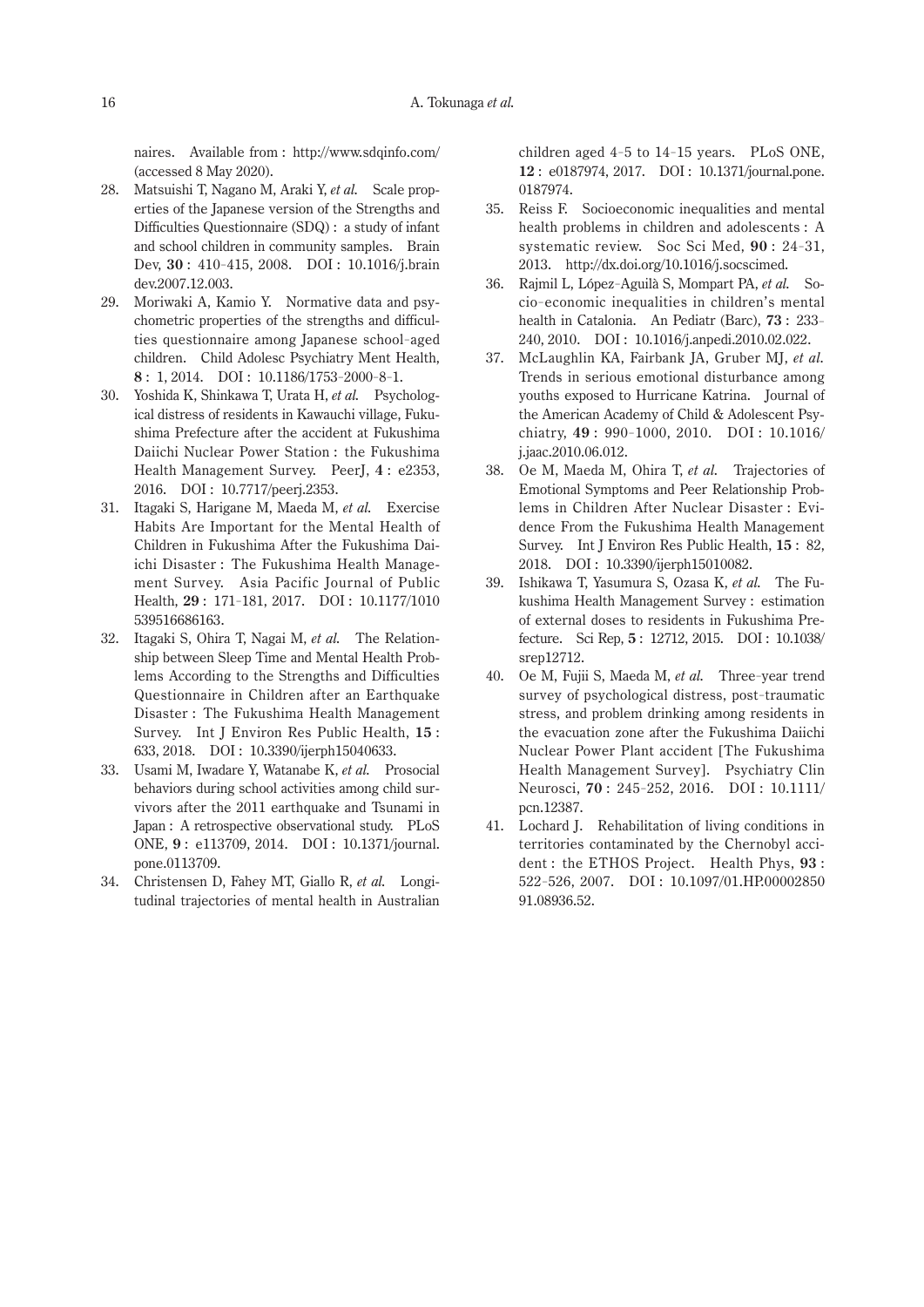naires. Available from : http://www.sdqinfo.com/ (accessed 8 May 2020).

28. Matsuishi T, Nagano M, Araki Y, *et al.* Scale properties of the Japanese version of the Strengths and Difficulties Questionnaire (SDQ) : a study of infant and school children in community samples. Brain Dev, **30** : 410–415, 2008. DOI : 10.1016/j.braindev.2007.12.003.
29. Moriwaki A, Kamio Y. Normative data and psychometric properties of the strengths and difficulties questionnaire among Japanese school-aged children. Child Adolesc Psychiatry Ment Health, **8** : 1, 2014. DOI : 10.1186/1753-2000-8-1.
30. Yoshida K, Shinkawa T, Urata H, *et al.* Psychological distress of residents in Kawauchi village, Fukushima Prefecture after the accident at Fukushima Daiichi Nuclear Power Station : the Fukushima Health Management Survey. PeerJ, **4** : e2353, 2016. DOI : 10.7717/peerj.2353.
31. Itagaki S, Harigane M, Maeda M, *et al.* Exercise Habits Are Important for the Mental Health of Children in Fukushima After the Fukushima Daiichi Disaster : The Fukushima Health Management Survey. Asia Pacific Journal of Public Health, **29** : 171–181, 2017. DOI : 10.1177/1010539516686163.
32. Itagaki S, Ohira T, Nagai M, *et al.* The Relationship between Sleep Time and Mental Health Problems According to the Strengths and Difficulties Questionnaire in Children after an Earthquake Disaster : The Fukushima Health Management Survey. Int J Environ Res Public Health, **15** : 633, 2018. DOI : 10.3390/ijerph15040633.
33. Usami M, Iwadare Y, Watanabe K, *et al.* Prosocial behaviors during school activities among child survivors after the 2011 earthquake and Tsunami in Japan : A retrospective observational study. PLoS ONE, **9** : e113709, 2014. DOI : 10.1371/journal.pone.0113709.
34. Christensen D, Fahey MT, Giallo R, *et al.* Longitudinal trajectories of mental health in Australian children aged 4–5 to 14–15 years. PLoS ONE, **12** : e0187974, 2017. DOI : 10.1371/journal.pone.0187974.
35. Reiss F. Socioeconomic inequalities and mental health problems in children and adolescents : A systematic review. Soc Sci Med, **90** : 24–31, 2013. http://dx.doi.org/10.1016/j.socscimed.
36. Rajmil L, López-Aguilà S, Mompart PA, *et al.* Socio-economic inequalities in children's mental health in Catalonia. An Pediatr (Barc), **73** : 233–240, 2010. DOI : 10.1016/j.anpedi.2010.02.022.
37. McLaughlin KA, Fairbank JA, Gruber MJ, *et al.* Trends in serious emotional disturbance among youths exposed to Hurricane Katrina. Journal of the American Academy of Child & Adolescent Psychiatry, **49** : 990–1000, 2010. DOI : 10.1016/j.jaac.2010.06.012.
38. Oe M, Maeda M, Ohira T, *et al.* Trajectories of Emotional Symptoms and Peer Relationship Problems in Children After Nuclear Disaster : Evidence From the Fukushima Health Management Survey. Int J Environ Res Public Health, **15** : 82, 2018. DOI : 10.3390/ijerph15010082.
39. Ishikawa T, Yasumura S, Ozasa K, *et al.* The Fukushima Health Management Survey : estimation of external doses to residents in Fukushima Prefecture. Sci Rep, **5** : 12712, 2015. DOI : 10.1038/srep12712.
40. Oe M, Fujii S, Maeda M, *et al.* Three-year trend survey of psychological distress, post-traumatic stress, and problem drinking among residents in the evacuation zone after the Fukushima Daiichi Nuclear Power Plant accident [The Fukushima Health Management Survey]. Psychiatry Clin Neurosci, **70** : 245–252, 2016. DOI : 10.1111/pcn.12387.
41. Lochard J. Rehabilitation of living conditions in territories contaminated by the Chernobyl accident : the ETHOS Project. Health Phys, **93** : 522–526, 2007. DOI : 10.1097/01.HP.0000285091.08936.52.